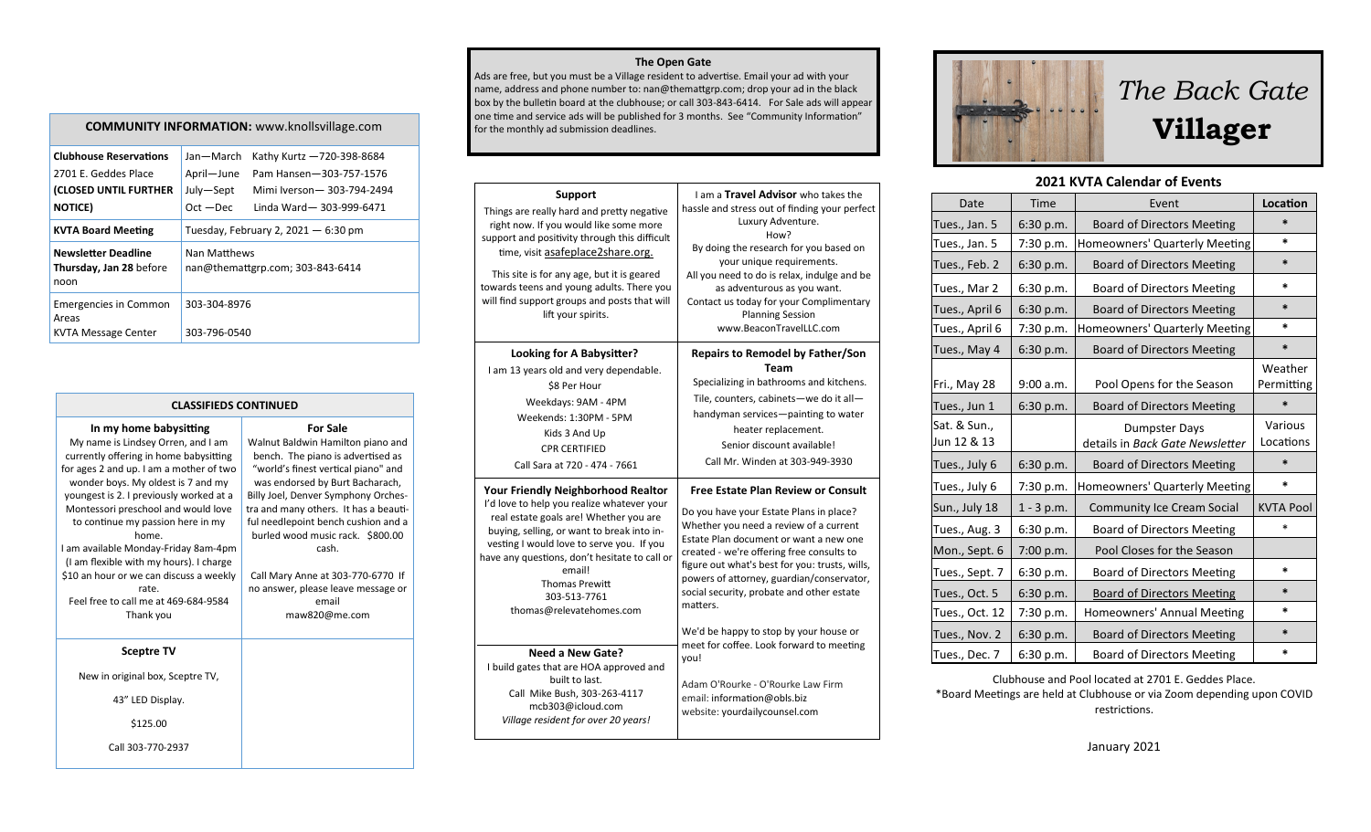# The Back Gate Villager

## COMMUNITY INFORMATION: www.knollsvillage.com

| | | |
|---|---|---|
| **Clubhouse Reservations** 2701 E. Geddes Place **(CLOSED UNTIL FURTHER NOTICE)** | Jan—March | Kathy Kurtz —720-398-8684 |
| | April—June | Pam Hansen—303-757-1576 |
| | July—Sept | Mimi Iverson— 303-794-2494 |
| | Oct —Dec | Linda Ward— 303-999-6471 |
| **KVTA Board Meeting** | Tuesday, February 2, 2021 — 6:30 pm | |
| **Newsletter Deadline Thursday, Jan 28** before noon | Nan Matthews nan@themattgrp.com; 303-843-6414 | |
| Emergencies in Common Areas | 303-304-8976 | |
| KVTA Message Center | 303-796-0540 | |

## CLASSIFIEDS CONTINUED

### In my home babysitting

My name is Lindsey Orren, and I am currently offering in home babysitting for ages 2 and up. I am a mother of two wonder boys. My oldest is 7 and my youngest is 2. I previously worked at a Montessori preschool and would love to continue my passion here in my home.

I am available Monday-Friday 8am-4pm (I am flexible with my hours). I charge $10 an hour or we can discuss a weekly rate.

Feel free to call me at 469-684-9584

Thank you

### For Sale

Walnut Baldwin Hamilton piano and bench. The piano is advertised as "world's finest vertical piano" and was endorsed by Burt Bacharach, Billy Joel, Denver Symphony Orchestra and many others. It has a beautiful needlepoint bench cushion and a burled wood music rack. $800.00 cash.

Call Mary Anne at 303-770-6770 If no answer, please leave message or email maw820@me.com

### Sceptre TV

New in original box, Sceptre TV,

43" LED Display.

$125.00

Call 303-770-2937

## The Open Gate

Ads are free, but you must be a Village resident to advertise. Email your ad with your name, address and phone number to: nan@themattgrp.com; drop your ad in the black box by the bulletin board at the clubhouse; or call 303-843-6414. For Sale ads will appear one time and service ads will be published for 3 months. See "Community Information" for the monthly ad submission deadlines.

### Support

Things are really hard and pretty negative right now. If you would like some more support and positivity through this difficult time, visit asafeplace2share.org.

This site is for any age, but it is geared towards teens and young adults. There you will find support groups and posts that will lift your spirits.

### Travel Advisor

I am a **Travel Advisor** who takes the hassle and stress out of finding your perfect Luxury Adventure.

How?

By doing the research for you based on your unique requirements.

All you need to do is relax, indulge and be as adventurous as you want.

Contact us today for your Complimentary Planning Session

www.BeaconTravelLLC.com

### Looking for A Babysitter?

I am 13 years old and very dependable.

$8 Per Hour

Weekdays: 9AM - 4PM

Weekends: 1:30PM - 5PM

Kids 3 And Up

CPR CERTIFIED

Call Sara at 720 - 474 - 7661

### Repairs to Remodel by Father/Son Team

Specializing in bathrooms and kitchens.

Tile, counters, cabinets—we do it all—

handyman services—painting to water heater replacement.

Senior discount available!

Call Mr. Winden at 303-949-3930

### Your Friendly Neighborhood Realtor

I'd love to help you realize whatever your real estate goals are! Whether you are buying, selling, or want to break into investing I would love to serve you. If you have any questions, don't hesitate to call or email!

Thomas Prewitt

303-513-7761

thomas@relevatehomes.com

### Free Estate Plan Review or Consult

Do you have your Estate Plans in place? Whether you need a review of a current Estate Plan document or want a new one created - we're offering free consults to figure out what's best for you: trusts, wills, powers of attorney, guardian/conservator, social security, probate and other estate matters.

We'd be happy to stop by your house or meet for coffee. Look forward to meeting you!

Adam O'Rourke - O'Rourke Law Firm

email: information@obls.biz

website: yourdailycounsel.com

### Need a New Gate?

I build gates that are HOA approved and built to last.

Call Mike Bush, 303-263-4117

mcb303@icloud.com

*Village resident for over 20 years!*

## 2021 KVTA Calendar of Events

| Date | Time | Event | **Location** |
|---|---|---|---|
| Tues., Jan. 5 | 6:30 p.m. | Board of Directors Meeting | * |
| Tues., Jan. 5 | 7:30 p.m. | Homeowners' Quarterly Meeting | * |
| Tues., Feb. 2 | 6:30 p.m. | Board of Directors Meeting | * |
| Tues., Mar 2 | 6:30 p.m. | Board of Directors Meeting | * |
| Tues., April 6 | 6:30 p.m. | Board of Directors Meeting | * |
| Tues., April 6 | 7:30 p.m. | Homeowners' Quarterly Meeting | * |
| Tues., May 4 | 6:30 p.m. | Board of Directors Meeting | * |
| Fri., May 28 | 9:00 a.m. | Pool Opens for the Season | Weather Permitting |
| Tues., Jun 1 | 6:30 p.m. | Board of Directors Meeting | * |
| Sat. & Sun., Jun 12 & 13 | | Dumpster Days details in *Back Gate Newsletter* | Various Locations |
| Tues., July 6 | 6:30 p.m. | Board of Directors Meeting | * |
| Tues., July 6 | 7:30 p.m. | Homeowners' Quarterly Meeting | * |
| Sun., July 18 | 1 - 3 p.m. | Community Ice Cream Social | KVTA Pool |
| Tues., Aug. 3 | 6:30 p.m. | Board of Directors Meeting | * |
| Mon., Sept. 6 | 7:00 p.m. | Pool Closes for the Season | |
| Tues., Sept. 7 | 6:30 p.m. | Board of Directors Meeting | * |
| Tues., Oct. 5 | 6:30 p.m. | Board of Directors Meeting | * |
| Tues., Oct. 12 | 7:30 p.m. | Homeowners' Annual Meeting | * |
| Tues., Nov. 2 | 6:30 p.m. | Board of Directors Meeting | * |
| Tues., Dec. 7 | 6:30 p.m. | Board of Directors Meeting | * |

Clubhouse and Pool located at 2701 E. Geddes Place.

*Board Meetings are held at Clubhouse or via Zoom depending upon COVID restrictions.

January 2021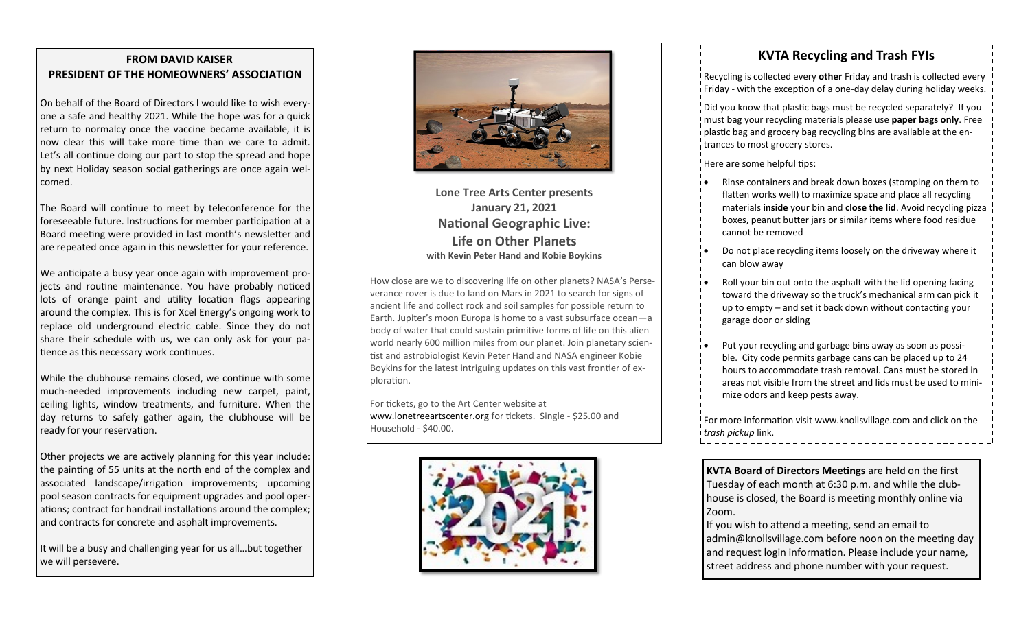## FROM DAVID KAISER
## PRESIDENT OF THE HOMEOWNERS' ASSOCIATION

On behalf of the Board of Directors I would like to wish everyone a safe and healthy 2021. While the hope was for a quick return to normalcy once the vaccine became available, it is now clear this will take more time than we care to admit. Let's all continue doing our part to stop the spread and hope by next Holiday season social gatherings are once again welcomed.

The Board will continue to meet by teleconference for the foreseeable future. Instructions for member participation at a Board meeting were provided in last month's newsletter and are repeated once again in this newsletter for your reference.

We anticipate a busy year once again with improvement projects and routine maintenance. You have probably noticed lots of orange paint and utility location flags appearing around the complex. This is for Xcel Energy's ongoing work to replace old underground electric cable. Since they do not share their schedule with us, we can only ask for your patience as this necessary work continues.

While the clubhouse remains closed, we continue with some much-needed improvements including new carpet, paint, ceiling lights, window treatments, and furniture. When the day returns to safely gather again, the clubhouse will be ready for your reservation.

Other projects we are actively planning for this year include: the painting of 55 units at the north end of the complex and associated landscape/irrigation improvements; upcoming pool season contracts for equipment upgrades and pool operations; contract for handrail installations around the complex; and contracts for concrete and asphalt improvements.

It will be a busy and challenging year for us all…but together we will persevere.

**Lone Tree Arts Center presents**
**January 21, 2021**
**National Geographic Live:**
**Life on Other Planets**
**with Kevin Peter Hand and Kobie Boykins**

How close are we to discovering life on other planets? NASA's Perseverance rover is due to land on Mars in 2021 to search for signs of ancient life and collect rock and soil samples for possible return to Earth. Jupiter's moon Europa is home to a vast subsurface ocean—a body of water that could sustain primitive forms of life on this alien world nearly 600 million miles from our planet. Join planetary scientist and astrobiologist Kevin Peter Hand and NASA engineer Kobie Boykins for the latest intriguing updates on this vast frontier of exploration.

For tickets, go to the Art Center website at www.lonetreeartscenter.org for tickets. Single - $25.00 and Household - $40.00.

## KVTA Recycling and Trash FYIs

Recycling is collected every **other** Friday and trash is collected every Friday - with the exception of a one-day delay during holiday weeks.

Did you know that plastic bags must be recycled separately? If you must bag your recycling materials please use **paper bags only**. Free plastic bag and grocery bag recycling bins are available at the entrances to most grocery stores.

Here are some helpful tips:

- Rinse containers and break down boxes (stomping on them to flatten works well) to maximize space and place all recycling materials **inside** your bin and **close the lid**. Avoid recycling pizza boxes, peanut butter jars or similar items where food residue cannot be removed
- Do not place recycling items loosely on the driveway where it can blow away
- Roll your bin out onto the asphalt with the lid opening facing toward the driveway so the truck's mechanical arm can pick it up to empty – and set it back down without contacting your garage door or siding
- Put your recycling and garbage bins away as soon as possible. City code permits garbage cans can be placed up to 24 hours to accommodate trash removal. Cans must be stored in areas not visible from the street and lids must be used to minimize odors and keep pests away.

For more information visit www.knollsvillage.com and click on the *trash pickup* link.

**KVTA Board of Directors Meetings** are held on the first Tuesday of each month at 6:30 p.m. and while the clubhouse is closed, the Board is meeting monthly online via Zoom.

If you wish to attend a meeting, send an email to admin@knollsvillage.com before noon on the meeting day and request login information. Please include your name, street address and phone number with your request.